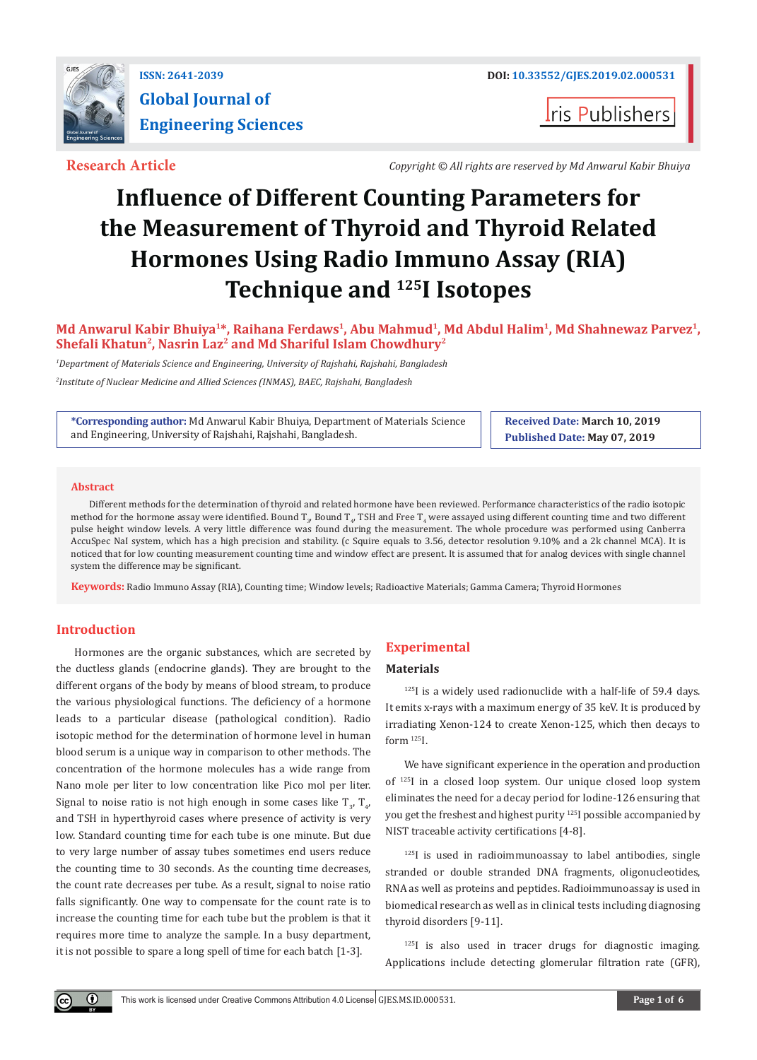ISSN: 2641-2039

DOI: 10.33552/GJES.2019.02.000531

# Global Journal of Engineering Sciences

Iris Publishers

**Research Article**

*Copyright © All rights are reserved by Md Anwarul Kabir Bhuiya*

# Influence of Different Counting Parameters for the Measurement of Thyroid and Thyroid Related Hormones Using Radio Immuno Assay (RIA) Technique and $^{125}$I Isotopes

**Md Anwarul Kabir Bhuiya[1]*, Raihana Ferdaws[1], Abu Mahmud[1], Md Abdul Halim[1], Md Shahnewaz Parvez[1], Shefali Khatun[2], Nasrin Laz[2] and Md Shariful Islam Chowdhury[2]**

[1]*Department of Materials Science and Engineering, University of Rajshahi, Rajshahi, Bangladesh*

[2]*Institute of Nuclear Medicine and Allied Sciences (INMAS), BAEC, Rajshahi, Bangladesh*

**\*Corresponding author:** Md Anwarul Kabir Bhuiya, Department of Materials Science and Engineering, University of Rajshahi, Rajshahi, Bangladesh.

**Received Date:** March 10, 2019

**Published Date:** May 07, 2019

## Abstract

Different methods for the determination of thyroid and related hormone have been reviewed. Performance characteristics of the radio isotopic method for the hormone assay were identified. Bound $T_3$, Bound $T_4$, TSH and Free $T_4$ were assayed using different counting time and two different pulse height window levels. A very little difference was found during the measurement. The whole procedure was performed using Canberra AccuSpec NaI system, which has a high precision and stability. (c Squire equals to 3.56, detector resolution 9.10% and a 2k channel MCA). It is noticed that for low counting measurement counting time and window effect are present. It is assumed that for analog devices with single channel system the difference may be significant.

**Keywords:** Radio Immuno Assay (RIA), Counting time; Window levels; Radioactive Materials; Gamma Camera; Thyroid Hormones

## Introduction

Hormones are the organic substances, which are secreted by the ductless glands (endocrine glands). They are brought to the different organs of the body by means of blood stream, to produce the various physiological functions. The deficiency of a hormone leads to a particular disease (pathological condition). Radio isotopic method for the determination of hormone level in human blood serum is a unique way in comparison to other methods. The concentration of the hormone molecules has a wide range from Nano mole per liter to low concentration like Pico mol per liter. Signal to noise ratio is not high enough in some cases like $T_3$, $T_4$, and TSH in hyperthyroid cases where presence of activity is very low. Standard counting time for each tube is one minute. But due to very large number of assay tubes sometimes end users reduce the counting time to 30 seconds. As the counting time decreases, the count rate decreases per tube. As a result, signal to noise ratio falls significantly. One way to compensate for the count rate is to increase the counting time for each tube but the problem is that it requires more time to analyze the sample. In a busy department, it is not possible to spare a long spell of time for each batch [1-3].

## Experimental

### Materials

$^{125}$I is a widely used radionuclide with a half-life of 59.4 days. It emits x-rays with a maximum energy of 35 keV. It is produced by irradiating Xenon-124 to create Xenon-125, which then decays to form $^{125}$I.

We have significant experience in the operation and production of $^{125}$I in a closed loop system. Our unique closed loop system eliminates the need for a decay period for Iodine-126 ensuring that you get the freshest and highest purity $^{125}$I possible accompanied by NIST traceable activity certifications [4-8].

$^{125}$I is used in radioimmunoassay to label antibodies, single stranded or double stranded DNA fragments, oligonucleotides, RNA as well as proteins and peptides. Radioimmunoassay is used in biomedical research as well as in clinical tests including diagnosing thyroid disorders [9-11].

$^{125}$I is also used in tracer drugs for diagnostic imaging. Applications include detecting glomerular filtration rate (GFR),

This work is licensed under Creative Commons Attribution 4.0 License | GJES.MS.ID.000531.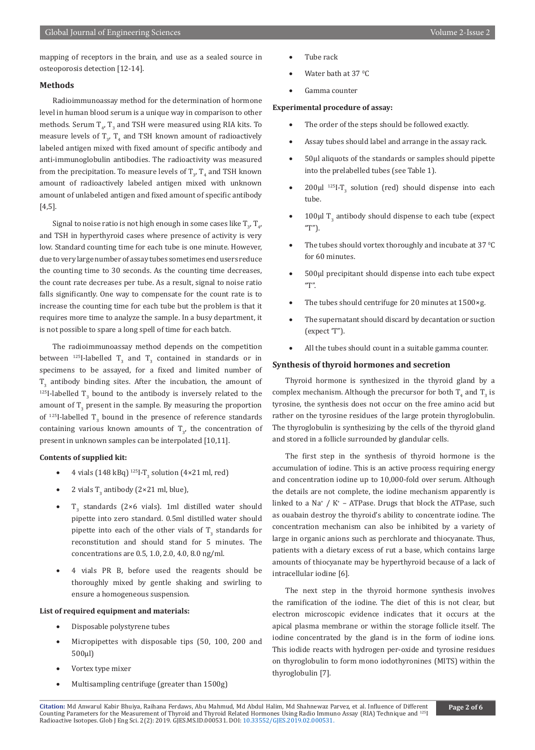mapping of receptors in the brain, and use as a sealed source in osteoporosis detection [12-14].

## Methods

Radioimmunoassay method for the determination of hormone level in human blood serum is a unique way in comparison to other methods. Serum $T_4$, $T_3$ and TSH were measured using RIA kits. To measure levels of $T_3$, $T_4$ and TSH known amount of radioactively labeled antigen mixed with fixed amount of specific antibody and anti-immunoglobulin antibodies. The radioactivity was measured from the precipitation. To measure levels of $T_3$, $T_4$ and TSH known amount of radioactively labeled antigen mixed with unknown amount of unlabeled antigen and fixed amount of specific antibody [4,5].

Signal to noise ratio is not high enough in some cases like $T_3$, $T_4$, and TSH in hyperthyroid cases where presence of activity is very low. Standard counting time for each tube is one minute. However, due to very large number of assay tubes sometimes end users reduce the counting time to 30 seconds. As the counting time decreases, the count rate decreases per tube. As a result, signal to noise ratio falls significantly. One way to compensate for the count rate is to increase the counting time for each tube but the problem is that it requires more time to analyze the sample. In a busy department, it is not possible to spare a long spell of time for each batch.

The radioimmunoassay method depends on the competition between $^{125}$I-labelled $T_3$ and $T_3$ contained in standards or in specimens to be assayed, for a fixed and limited number of $T_3$ antibody binding sites. After the incubation, the amount of $^{125}$I-labelled $T_3$ bound to the antibody is inversely related to the amount of $T_3$ present in the sample. By measuring the proportion of $^{125}$I-labelled $T_3$ bound in the presence of reference standards containing various known amounts of $T_3$, the concentration of present in unknown samples can be interpolated [10,11].

**Contents of supplied kit:**

- 4 vials (148 kBq) $^{125}$I-$T_3$ solution (4×21 ml, red)
- 2 vials $T_3$ antibody (2×21 ml, blue),
- $T_3$ standards (2×6 vials). 1ml distilled water should pipette into zero standard. 0.5ml distilled water should pipette into each of the other vials of $T_3$ standards for reconstitution and should stand for 5 minutes. The concentrations are 0.5, 1.0, 2.0, 4.0, 8.0 ng/ml.
- 4 vials PR B, before used the reagents should be thoroughly mixed by gentle shaking and swirling to ensure a homogeneous suspension.

**List of required equipment and materials:**

- Disposable polystyrene tubes
- Micropipettes with disposable tips (50, 100, 200 and 500μl)
- Vortex type mixer
- Multisampling centrifuge (greater than 1500g)
- Tube rack
- Water bath at 37 $^0$C
- Gamma counter

**Experimental procedure of assay:**

- The order of the steps should be followed exactly.
- Assay tubes should label and arrange in the assay rack.
- 50μl aliquots of the standards or samples should pipette into the prelabelled tubes (see Table 1).
- 200μl $^{125}$I-$T_3$ solution (red) should dispense into each tube.
- 100μl $T_3$ antibody should dispense to each tube (expect "T").
- The tubes should vortex thoroughly and incubate at 37 $^0$C for 60 minutes.
- 500μl precipitant should dispense into each tube expect "T".
- The tubes should centrifuge for 20 minutes at 1500×g.
- The supernatant should discard by decantation or suction (expect "T").
- All the tubes should count in a suitable gamma counter.

## Synthesis of thyroid hormones and secretion

Thyroid hormone is synthesized in the thyroid gland by a complex mechanism. Although the precursor for both $T_4$ and $T_3$ is tyrosine, the synthesis does not occur on the free amino acid but rather on the tyrosine residues of the large protein thyroglobulin. The thyroglobulin is synthesizing by the cells of the thyroid gland and stored in a follicle surrounded by glandular cells.

The first step in the synthesis of thyroid hormone is the accumulation of iodine. This is an active process requiring energy and concentration iodine up to 10,000-fold over serum. Although the details are not complete, the iodine mechanism apparently is linked to a $Na^+$ / $K^+$ – ATPase. Drugs that block the ATPase, such as ouabain destroy the thyroid's ability to concentrate iodine. The concentration mechanism can also be inhibited by a variety of large in organic anions such as perchlorate and thiocyanate. Thus, patients with a dietary excess of rut a base, which contains large amounts of thiocyanate may be hyperthyroid because of a lack of intracellular iodine [6].

The next step in the thyroid hormone synthesis involves the ramification of the iodine. The diet of this is not clear, but electron microscopic evidence indicates that it occurs at the apical plasma membrane or within the storage follicle itself. The iodine concentrated by the gland is in the form of iodine ions. This iodide reacts with hydrogen per-oxide and tyrosine residues on thyroglobulin to form mono iodothyronines (MITS) within the thyroglobulin [7].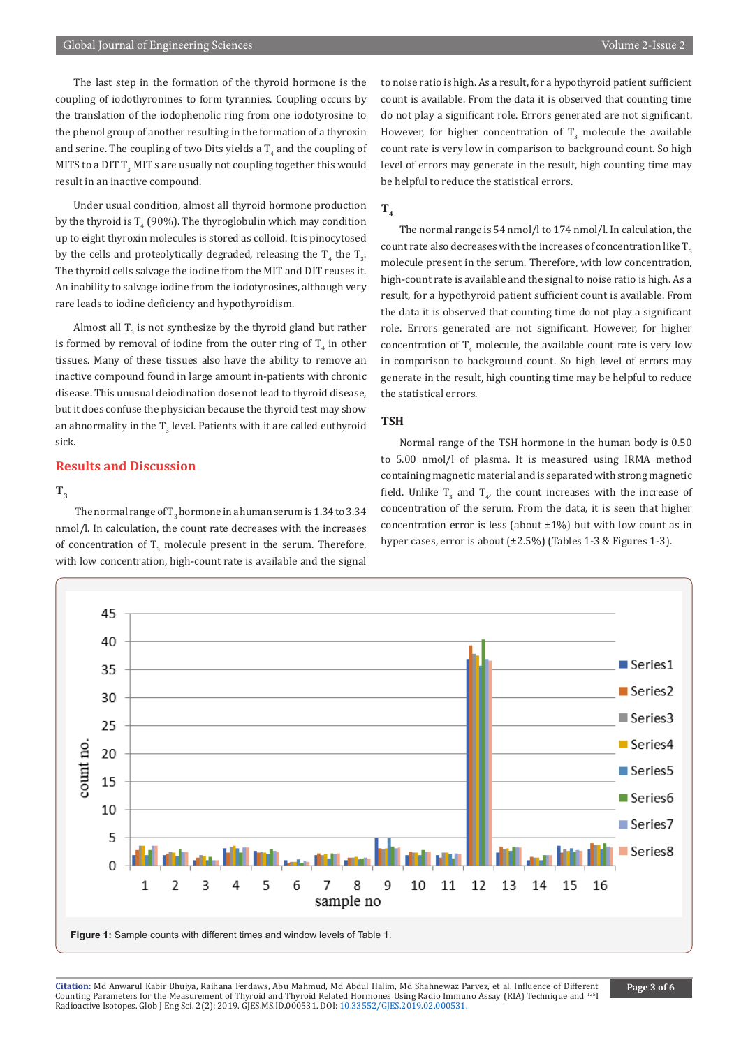The last step in the formation of the thyroid hormone is the coupling of iodothyronines to form tyrannies. Coupling occurs by the translation of the iodophenolic ring from one iodotyrosine to the phenol group of another resulting in the formation of a thyroxin and serine. The coupling of two Dits yields a $T_4$ and the coupling of MITS to a DIT $T_3$ MIT s are usually not coupling together this would result in an inactive compound.

Under usual condition, almost all thyroid hormone production by the thyroid is $T_4$ (90%). The thyroglobulin which may condition up to eight thyroxin molecules is stored as colloid. It is pinocytosed by the cells and proteolytically degraded, releasing the $T_4$ the $T_3$. The thyroid cells salvage the iodine from the MIT and DIT reuses it. An inability to salvage iodine from the iodotyrosines, although very rare leads to iodine deficiency and hypothyroidism.

Almost all $T_3$ is not synthesize by the thyroid gland but rather is formed by removal of iodine from the outer ring of $T_4$ in other tissues. Many of these tissues also have the ability to remove an inactive compound found in large amount in-patients with chronic disease. This unusual deiodination dose not lead to thyroid disease, but it does confuse the physician because the thyroid test may show an abnormality in the $T_3$ level. Patients with it are called euthyroid sick.

## Results and Discussion

### $T_3$

The normal range of $T_3$ hormone in a human serum is 1.34 to 3.34 nmol/l. In calculation, the count rate decreases with the increases of concentration of $T_3$ molecule present in the serum. Therefore, with low concentration, high-count rate is available and the signal to noise ratio is high. As a result, for a hypothyroid patient sufficient count is available. From the data it is observed that counting time do not play a significant role. Errors generated are not significant. However, for higher concentration of $T_3$ molecule the available count rate is very low in comparison to background count. So high level of errors may generate in the result, high counting time may be helpful to reduce the statistical errors.

### $T_4$

The normal range is 54 nmol/l to 174 nmol/l. In calculation, the count rate also decreases with the increases of concentration like $T_3$ molecule present in the serum. Therefore, with low concentration, high-count rate is available and the signal to noise ratio is high. As a result, for a hypothyroid patient count is available. From the data it is observed that counting time do not play a significant role. Errors generated are not significant. However, for higher concentration of $T_4$ molecule, the available count rate is very low in comparison to background count. So high level of errors may generate in the result, high counting time may be helpful to reduce the statistical errors.

### TSH

Normal range of the TSH hormone in the human body is 0.50 to 5.00 nmol/l of plasma. It is measured using IRMA method containing magnetic material and is separated with strong magnetic field. Unlike $T_3$ and $T_4$, the count increases with the increase of concentration of the serum. From the data, it is seen that higher concentration error is less (about ±1%) but with low count as in hyper cases, error is about (±2.5%) (Tables 1-3 & Figures 1-3).

**Figure 1:** Sample counts with different times and window levels of Table 1.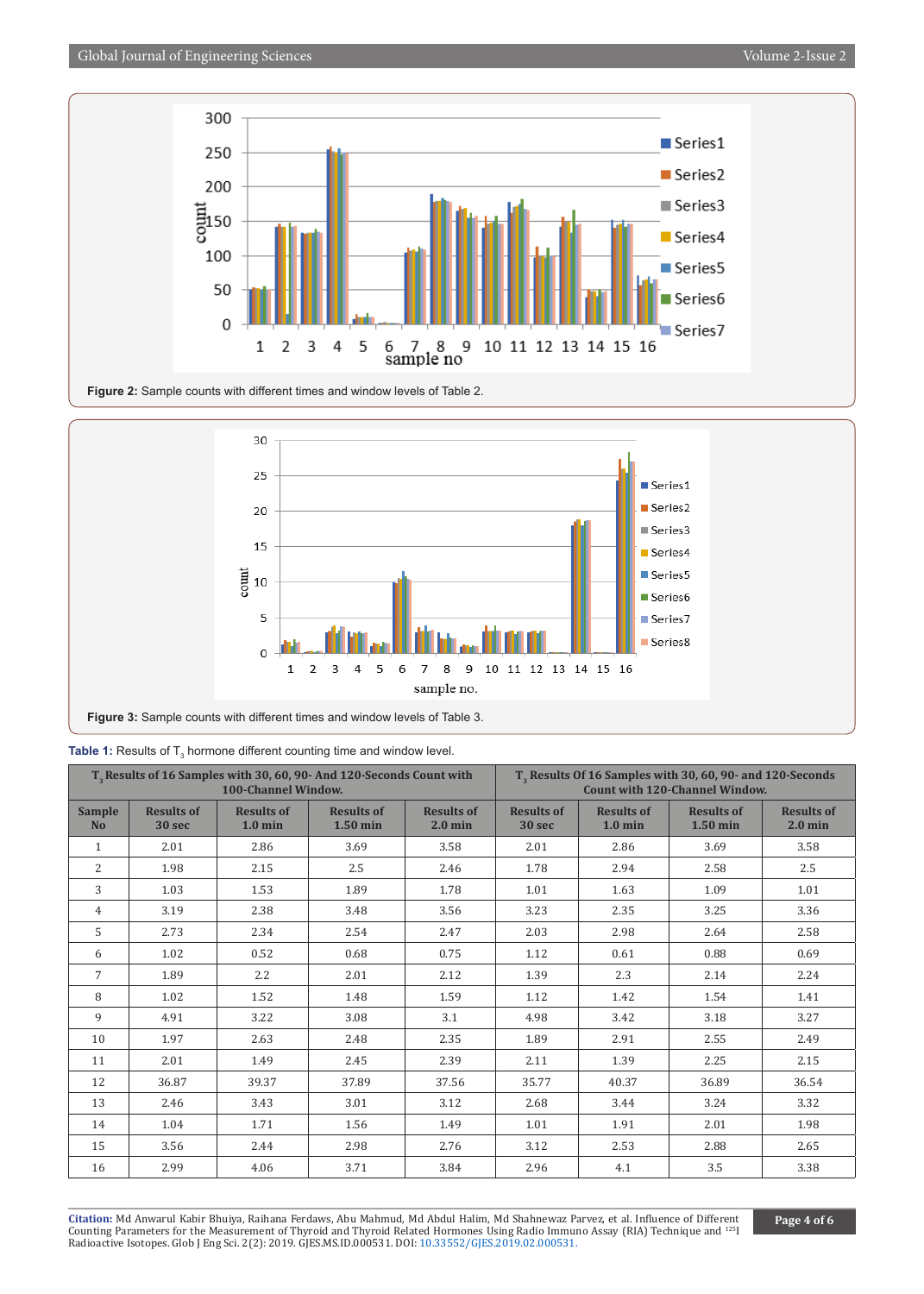Figure 2: Sample counts with different times and window levels of Table 2.

Figure 3: Sample counts with different times and window levels of Table 3.

**Table 1:** Results of $T_3$ hormone different counting time and window level.

| $T_3$ Results of 16 Samples with 30, 60, 90- And 120-Seconds Count with 100-Channel Window. | | | | | $T_3$ Results Of 16 Samples with 30, 60, 90- and 120-Seconds Count with 120-Channel Window. | | | |
|---|---|---|---|---|---|---|---|---|
| Sample No | Results of 30 sec | Results of 1.0 min | Results of 1.50 min | Results of 2.0 min | Results of 30 sec | Results of 1.0 min | Results of 1.50 min | Results of 2.0 min |
| 1 | 2.01 | 2.86 | 3.69 | 3.58 | 2.01 | 2.86 | 3.69 | 3.58 |
| 2 | 1.98 | 2.15 | 2.5 | 2.46 | 1.78 | 2.94 | 2.58 | 2.5 |
| 3 | 1.03 | 1.53 | 1.89 | 1.78 | 1.01 | 1.63 | 1.09 | 1.01 |
| 4 | 3.19 | 2.38 | 3.48 | 3.56 | 3.23 | 2.35 | 3.25 | 3.36 |
| 5 | 2.73 | 2.34 | 2.54 | 2.47 | 2.03 | 2.98 | 2.64 | 2.58 |
| 6 | 1.02 | 0.52 | 0.68 | 0.75 | 1.12 | 0.61 | 0.88 | 0.69 |
| 7 | 1.89 | 2.2 | 2.01 | 2.12 | 1.39 | 2.3 | 2.14 | 2.24 |
| 8 | 1.02 | 1.52 | 1.48 | 1.59 | 1.12 | 1.42 | 1.54 | 1.41 |
| 9 | 4.91 | 3.22 | 3.08 | 3.1 | 4.98 | 3.42 | 3.18 | 3.27 |
| 10 | 1.97 | 2.63 | 2.48 | 2.35 | 1.89 | 2.91 | 2.55 | 2.49 |
| 11 | 2.01 | 1.49 | 2.45 | 2.39 | 2.11 | 1.39 | 2.25 | 2.15 |
| 12 | 36.87 | 39.37 | 37.89 | 37.56 | 35.77 | 40.37 | 36.89 | 36.54 |
| 13 | 2.46 | 3.43 | 3.01 | 3.12 | 2.68 | 3.44 | 3.24 | 3.32 |
| 14 | 1.04 | 1.71 | 1.56 | 1.49 | 1.01 | 1.91 | 2.01 | 1.98 |
| 15 | 3.56 | 2.44 | 2.98 | 2.76 | 3.12 | 2.53 | 2.88 | 2.65 |
| 16 | 2.99 | 4.06 | 3.71 | 3.84 | 2.96 | 4.1 | 3.5 | 3.38 |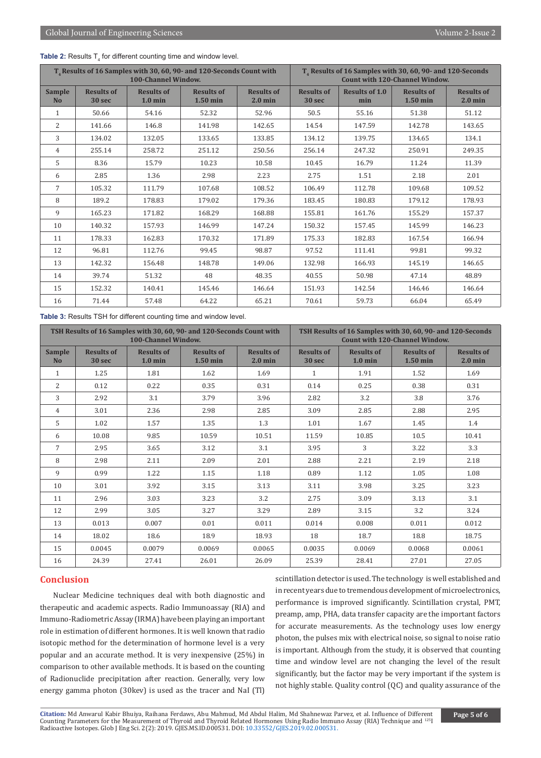**Table 2:** Results $T_4$ for different counting time and window level.

| $T_4$ Results of 16 Samples with 30, 60, 90- and 120-Seconds Count with 100-Channel Window. | | | | | $T_4$ Results of 16 Samples with 30, 60, 90- and 120-Seconds Count with 120-Channel Window. | | | |
|---|---|---|---|---|---|---|---|---|
| Sample No | Results of 30 sec | Results of 1.0 min | Results of 1.50 min | Results of 2.0 min | Results of 30 sec | Results of 1.0 min | Results of 1.50 min | Results of 2.0 min |
| 1 | 50.66 | 54.16 | 52.32 | 52.96 | 50.5 | 55.16 | 51.38 | 51.12 |
| 2 | 141.66 | 146.8 | 141.98 | 142.65 | 14.54 | 147.59 | 142.78 | 143.65 |
| 3 | 134.02 | 132.05 | 133.65 | 133.85 | 134.12 | 139.75 | 134.65 | 134.1 |
| 4 | 255.14 | 258.72 | 251.12 | 250.56 | 256.14 | 247.32 | 250.91 | 249.35 |
| 5 | 8.36 | 15.79 | 10.23 | 10.58 | 10.45 | 16.79 | 11.24 | 11.39 |
| 6 | 2.85 | 1.36 | 2.98 | 2.23 | 2.75 | 1.51 | 2.18 | 2.01 |
| 7 | 105.32 | 111.79 | 107.68 | 108.52 | 106.49 | 112.78 | 109.68 | 109.52 |
| 8 | 189.2 | 178.83 | 179.02 | 179.36 | 183.45 | 180.83 | 179.12 | 178.93 |
| 9 | 165.23 | 171.82 | 168.29 | 168.88 | 155.81 | 161.76 | 155.29 | 157.37 |
| 10 | 140.32 | 157.93 | 146.99 | 147.24 | 150.32 | 157.45 | 145.99 | 146.23 |
| 11 | 178.33 | 162.83 | 170.32 | 171.89 | 175.33 | 182.83 | 167.54 | 166.94 |
| 12 | 96.81 | 112.76 | 99.45 | 98.87 | 97.52 | 111.41 | 99.81 | 99.32 |
| 13 | 142.32 | 156.48 | 148.78 | 149.06 | 132.98 | 166.93 | 145.19 | 146.65 |
| 14 | 39.74 | 51.32 | 48 | 48.35 | 40.55 | 50.98 | 47.14 | 48.89 |
| 15 | 152.32 | 140.41 | 145.46 | 146.64 | 151.93 | 142.54 | 146.46 | 146.64 |
| 16 | 71.44 | 57.48 | 64.22 | 65.21 | 70.61 | 59.73 | 66.04 | 65.49 |

**Table 3:** Results TSH for different counting time and window level.

| TSH Results of 16 Samples with 30, 60, 90- and 120-Seconds Count with 100-Channel Window. | | | | | TSH Results of 16 Samples with 30, 60, 90- and 120-Seconds Count with 120-Channel Window. | | | |
|---|---|---|---|---|---|---|---|---|
| Sample No | Results of 30 sec | Results of 1.0 min | Results of 1.50 min | Results of 2.0 min | Results of 30 sec | Results of 1.0 min | Results of 1.50 min | Results of 2.0 min |
| 1 | 1.25 | 1.81 | 1.62 | 1.69 | 1 | 1.91 | 1.52 | 1.69 |
| 2 | 0.12 | 0.22 | 0.35 | 0.31 | 0.14 | 0.25 | 0.38 | 0.31 |
| 3 | 2.92 | 3.1 | 3.79 | 3.96 | 2.82 | 3.2 | 3.8 | 3.76 |
| 4 | 3.01 | 2.36 | 2.98 | 2.85 | 3.09 | 2.85 | 2.88 | 2.95 |
| 5 | 1.02 | 1.57 | 1.35 | 1.3 | 1.01 | 1.67 | 1.45 | 1.4 |
| 6 | 10.08 | 9.85 | 10.59 | 10.51 | 11.59 | 10.85 | 10.5 | 10.41 |
| 7 | 2.95 | 3.65 | 3.12 | 3.1 | 3.95 | 3 | 3.22 | 3.3 |
| 8 | 2.98 | 2.11 | 2.09 | 2.01 | 2.88 | 2.21 | 2.19 | 2.18 |
| 9 | 0.99 | 1.22 | 1.15 | 1.18 | 0.89 | 1.12 | 1.05 | 1.08 |
| 10 | 3.01 | 3.92 | 3.15 | 3.13 | 3.11 | 3.98 | 3.25 | 3.23 |
| 11 | 2.96 | 3.03 | 3.23 | 3.2 | 2.75 | 3.09 | 3.13 | 3.1 |
| 12 | 2.99 | 3.05 | 3.27 | 3.29 | 2.89 | 3.15 | 3.2 | 3.24 |
| 13 | 0.013 | 0.007 | 0.01 | 0.011 | 0.014 | 0.008 | 0.011 | 0.012 |
| 14 | 18.02 | 18.6 | 18.9 | 18.93 | 18 | 18.7 | 18.8 | 18.75 |
| 15 | 0.0045 | 0.0079 | 0.0069 | 0.0065 | 0.0035 | 0.0069 | 0.0068 | 0.0061 |
| 16 | 24.39 | 27.41 | 26.01 | 26.09 | 25.39 | 28.41 | 27.01 | 27.05 |

## Conclusion

Nuclear Medicine techniques deal with both diagnostic and therapeutic and academic aspects. Radio Immunoassay (RIA) and Immuno-Radiometric Assay (IRMA) have been playing an important role in estimation of different hormones. It is well known that radio isotopic method for the determination of hormone level is a very popular and an accurate method. It is very inexpensive (25%) in comparison to other available methods. It is based on the counting of Radionuclide precipitation after reaction. Generally, very low energy gamma photon (30kev) is used as the tracer and NaI (Tl) scintillation detector is used. The technology is well established and in recent years due to tremendous development of microelectronics, performance is improved significantly. Scintillation crystal, PMT, preamp, amp, PHA, data transfer capacity are the important factors for accurate measurements. As the technology uses low energy photon, the pulses mix with electrical noise, so signal to noise ratio is important. Although from the study, it is observed that counting time and window level are not changing the level of the result significantly, but the factor may be very important if the system is not highly stable. Quality control (QC) and quality assurance of the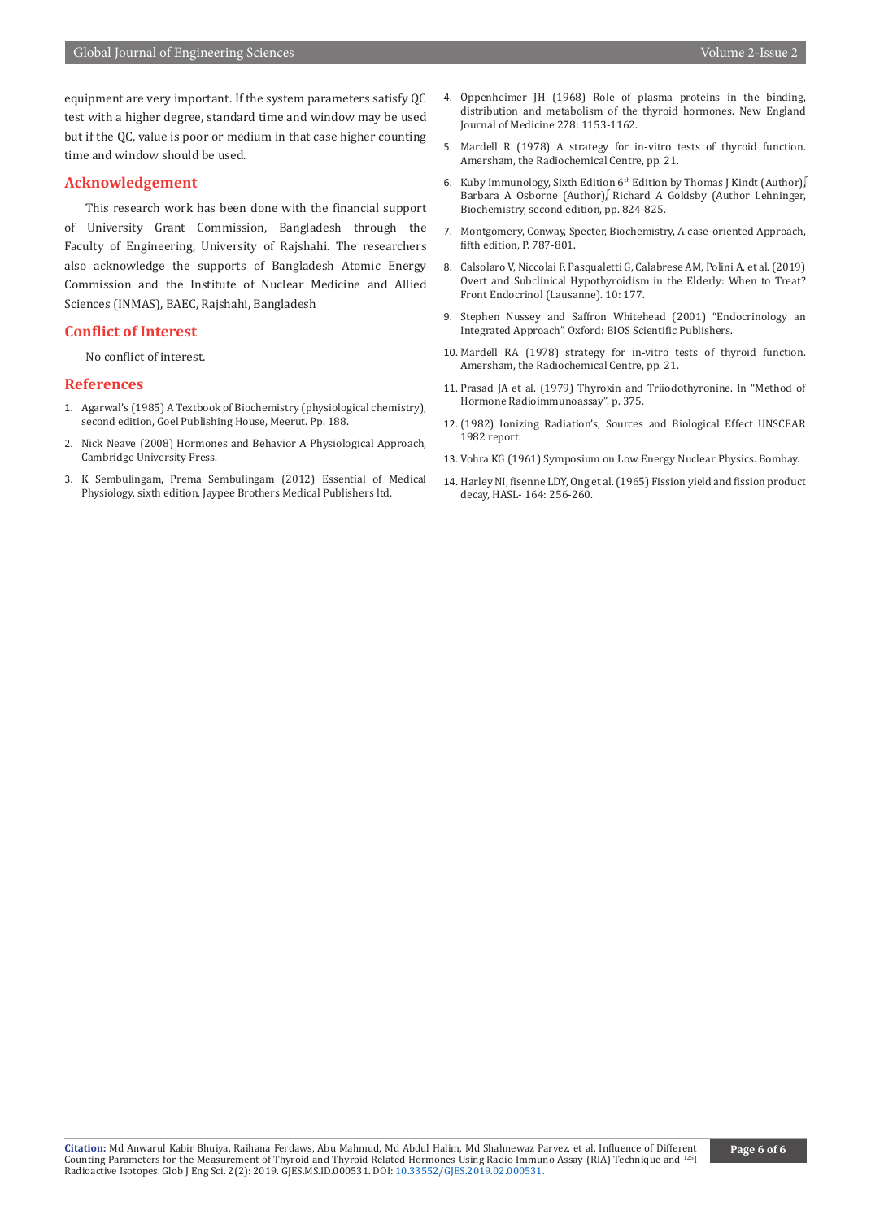equipment are very important. If the system parameters satisfy QC test with a higher degree, standard time and window may be used but if the QC, value is poor or medium in that case higher counting time and window should be used.

## Acknowledgement

This research work has been done with the financial support of University Grant Commission, Bangladesh through the Faculty of Engineering, University of Rajshahi. The researchers also acknowledge the supports of Bangladesh Atomic Energy Commission and the Institute of Nuclear Medicine and Allied Sciences (INMAS), BAEC, Rajshahi, Bangladesh

## Conflict of Interest

No conflict of interest.

## References

1. Agarwal's (1985) A Textbook of Biochemistry (physiological chemistry), second edition, Goel Publishing House, Meerut. Pp. 188.
2. Nick Neave (2008) Hormones and Behavior A Physiological Approach, Cambridge University Press.
3. K Sembulingam, Prema Sembulingam (2012) Essential of Medical Physiology, sixth edition, Jaypee Brothers Medical Publishers ltd.
4. Oppenheimer JH (1968) Role of plasma proteins in the binding, distribution and metabolism of the thyroid hormones. New England Journal of Medicine 278: 1153-1162.
5. Mardell R (1978) A strategy for in-vitro tests of thyroid function. Amersham, the Radiochemical Centre, pp. 21.
6. Kuby Immunology, Sixth Edition 6th Edition by Thomas J Kindt (Author), Barbara A Osborne (Author), Richard A Goldsby (Author Lehninger, Biochemistry, second edition, pp. 824-825.
7. Montgomery, Conway, Specter, Biochemistry, A case-oriented Approach, fifth edition, P. 787-801.
8. Calsolaro V, Niccolai F, Pasqualetti G, Calabrese AM, Polini A, et al. (2019) Overt and Subclinical Hypothyroidism in the Elderly: When to Treat? Front Endocrinol (Lausanne). 10: 177.
9. Stephen Nussey and Saffron Whitehead (2001) "Endocrinology an Integrated Approach". Oxford: BIOS Scientific Publishers.
10. Mardell RA (1978) strategy for in-vitro tests of thyroid function. Amersham, the Radiochemical Centre, pp. 21.
11. Prasad JA et al. (1979) Thyroxin and Triiodothyronine. In "Method of Hormone Radioimmunoassay". p. 375.
12. (1982) Ionizing Radiation's, Sources and Biological Effect UNSCEAR 1982 report.
13. Vohra KG (1961) Symposium on Low Energy Nuclear Physics. Bombay.
14. Harley NI, fisenne LDY, Ong et al. (1965) Fission yield and fission product decay, HASL- 164: 256-260.